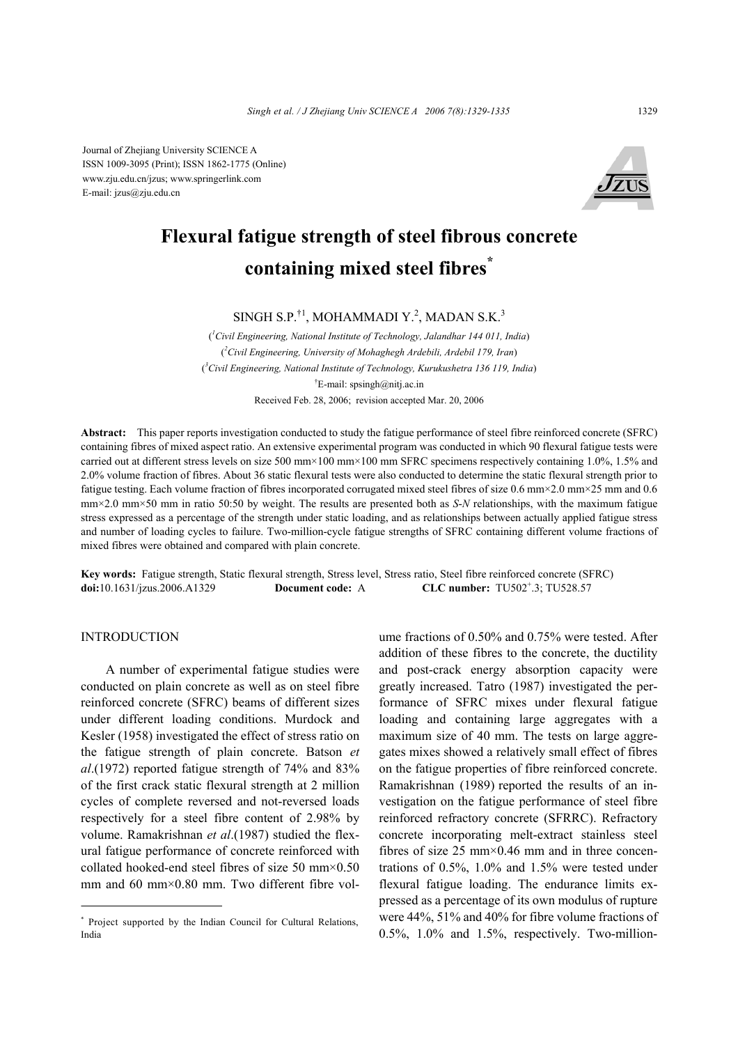Journal of Zhejiang University SCIENCE A
ISSN 1009-3095 (Print); ISSN 1862-1775 (Online)
www.zju.edu.cn/jzus; www.springerlink.com
E-mail: jzus@zju.edu.cn

# Flexural fatigue strength of steel fibrous concrete containing mixed steel fibres*

SINGH S.P.†1, MOHAMMADI Y.[2], MADAN S.K.[3]

([1]Civil Engineering, National Institute of Technology, Jalandhar 144 011, India)
([2]Civil Engineering, University of Mohaghegh Ardebili, Ardebil 179, Iran)
([3]Civil Engineering, National Institute of Technology, Kurukushetra 136 119, India)
†E-mail: spsingh@nitj.ac.in
Received Feb. 28, 2006; revision accepted Mar. 20, 2006

**Abstract:** This paper reports investigation conducted to study the fatigue performance of steel fibre reinforced concrete (SFRC) containing fibres of mixed aspect ratio. An extensive experimental program was conducted in which 90 flexural fatigue tests were carried out at different stress levels on size 500 mm×100 mm×100 mm SFRC specimens respectively containing 1.0%, 1.5% and 2.0% volume fraction of fibres. About 36 static flexural tests were also conducted to determine the static flexural strength prior to fatigue testing. Each volume fraction of fibres incorporated corrugated mixed steel fibres of size 0.6 mm×2.0 mm×25 mm and 0.6 mm×2.0 mm×50 mm in ratio 50:50 by weight. The results are presented both as *S-N* relationships, with the maximum fatigue stress expressed as a percentage of the strength under static loading, and as relationships between actually applied fatigue stress and number of loading cycles to failure. Two-million-cycle fatigue strengths of SFRC containing different volume fractions of mixed fibres were obtained and compared with plain concrete.

**Key words:** Fatigue strength, Static flexural strength, Stress level, Stress ratio, Steel fibre reinforced concrete (SFRC)
**doi:**10.1631/jzus.2006.A1329 **Document code:** A **CLC number:** TU502+.3; TU528.57

## INTRODUCTION

A number of experimental fatigue studies were conducted on plain concrete as well as on steel fibre reinforced concrete (SFRC) beams of different sizes under different loading conditions. Murdock and Kesler (1958) investigated the effect of stress ratio on the fatigue strength of plain concrete. Batson *et al*.(1972) reported fatigue strength of 74% and 83% of the first crack static flexural strength at 2 million cycles of complete reversed and not-reversed loads respectively for a steel fibre content of 2.98% by volume. Ramakrishnan *et al*.(1987) studied the flexural fatigue performance of concrete reinforced with collated hooked-end steel fibres of size 50 mm×0.50 mm and 60 mm×0.80 mm. Two different fibre volume fractions of 0.50% and 0.75% were tested. After addition of these fibres to the concrete, the ductility and post-crack energy absorption capacity were greatly increased. Tatro (1987) investigated the performance of SFRC mixes under flexural fatigue loading and containing large aggregates with a maximum size of 40 mm. The tests on large aggregates mixes showed a relatively small effect of fibres on the fatigue properties of fibre reinforced concrete. Ramakrishnan (1989) reported the results of an investigation on the fatigue performance of steel fibre reinforced refractory concrete (SFRRC). Refractory concrete incorporating melt-extract stainless steel fibres of size 25 mm×0.46 mm and in three concentrations of 0.5%, 1.0% and 1.5% were tested under flexural fatigue loading. The endurance limits expressed as a percentage of its own modulus of rupture were 44%, 51% and 40% for fibre volume fractions of 0.5%, 1.0% and 1.5%, respectively. Two-million-

* Project supported by the Indian Council for Cultural Relations, India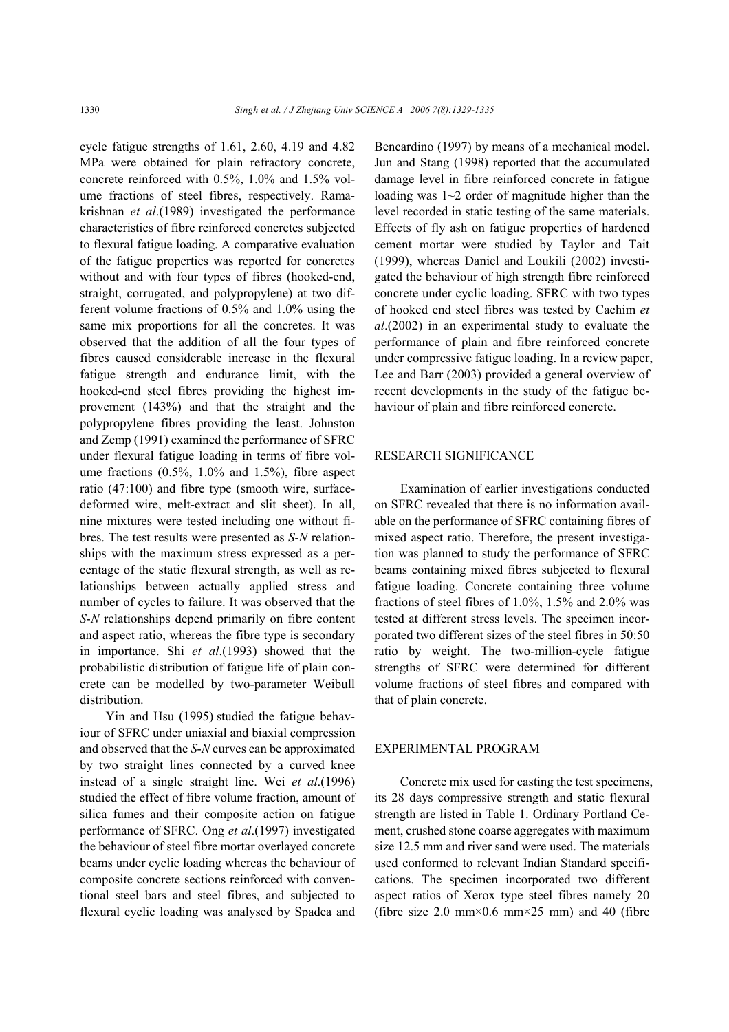cycle fatigue strengths of 1.61, 2.60, 4.19 and 4.82 MPa were obtained for plain refractory concrete, concrete reinforced with 0.5%, 1.0% and 1.5% volume fractions of steel fibres, respectively. Ramakrishnan *et al*.(1989) investigated the performance characteristics of fibre reinforced concretes subjected to flexural fatigue loading. A comparative evaluation of the fatigue properties was reported for concretes without and with four types of fibres (hooked-end, straight, corrugated, and polypropylene) at two different volume fractions of 0.5% and 1.0% using the same mix proportions for all the concretes. It was observed that the addition of all the four types of fibres caused considerable increase in the flexural fatigue strength and endurance limit, with the hooked-end steel fibres providing the highest improvement (143%) and that the straight and the polypropylene fibres providing the least. Johnston and Zemp (1991) examined the performance of SFRC under flexural fatigue loading in terms of fibre volume fractions (0.5%, 1.0% and 1.5%), fibre aspect ratio (47:100) and fibre type (smooth wire, surface-deformed wire, melt-extract and slit sheet). In all, nine mixtures were tested including one without fibres. The test results were presented as *S*-*N* relationships with the maximum stress expressed as a percentage of the static flexural strength, as well as relationships between actually applied stress and number of cycles to failure. It was observed that the *S*-*N* relationships depend primarily on fibre content and aspect ratio, whereas the fibre type is secondary in importance. Shi *et al*.(1993) showed that the probabilistic distribution of fatigue life of plain concrete can be modelled by two-parameter Weibull distribution.

Yin and Hsu (1995) studied the fatigue behaviour of SFRC under uniaxial and biaxial compression and observed that the *S*-*N* curves can be approximated by two straight lines connected by a curved knee instead of a single straight line. Wei *et al*.(1996) studied the effect of fibre volume fraction, amount of silica fumes and their composite action on fatigue performance of SFRC. Ong *et al*.(1997) investigated the behaviour of steel fibre mortar overlayed concrete beams under cyclic loading whereas the behaviour of composite concrete sections reinforced with conventional steel bars and steel fibres, and subjected to flexural cyclic loading was analysed by Spadea and Bencardino (1997) by means of a mechanical model. Jun and Stang (1998) reported that the accumulated damage level in fibre reinforced concrete in fatigue loading was 1~2 order of magnitude higher than the level recorded in static testing of the same materials. Effects of fly ash on fatigue properties of hardened cement mortar were studied by Taylor and Tait (1999), whereas Daniel and Loukili (2002) investigated the behaviour of high strength fibre reinforced concrete under cyclic loading. SFRC with two types of hooked end steel fibres was tested by Cachim *et al*.(2002) in an experimental study to evaluate the performance of plain and fibre reinforced concrete under compressive fatigue loading. In a review paper, Lee and Barr (2003) provided a general overview of recent developments in the study of the fatigue behaviour of plain and fibre reinforced concrete.

## RESEARCH SIGNIFICANCE

Examination of earlier investigations conducted on SFRC revealed that there is no information available on the performance of SFRC containing fibres of mixed aspect ratio. Therefore, the present investigation was planned to study the performance of SFRC beams containing mixed fibres subjected to flexural fatigue loading. Concrete containing three volume fractions of steel fibres of 1.0%, 1.5% and 2.0% was tested at different stress levels. The specimen incorporated two different sizes of the steel fibres in 50:50 ratio by weight. The two-million-cycle fatigue strengths of SFRC were determined for different volume fractions of steel fibres and compared with that of plain concrete.

## EXPERIMENTAL PROGRAM

Concrete mix used for casting the test specimens, its 28 days compressive strength and static flexural strength are listed in Table 1. Ordinary Portland Cement, crushed stone coarse aggregates with maximum size 12.5 mm and river sand were used. The materials used conformed to relevant Indian Standard specifications. The specimen incorporated two different aspect ratios of Xerox type steel fibres namely 20 (fibre size 2.0 mm×0.6 mm×25 mm) and 40 (fibre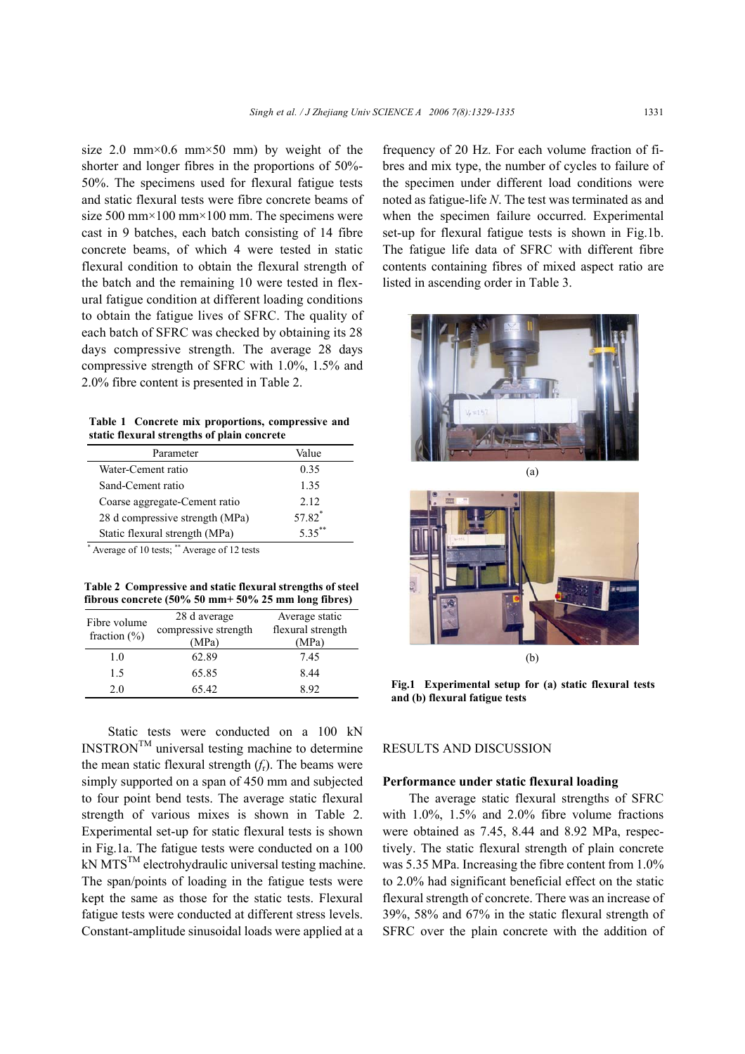size 2.0 mm×0.6 mm×50 mm) by weight of the shorter and longer fibres in the proportions of 50%-50%. The specimens used for flexural fatigue tests and static flexural tests were fibre concrete beams of size 500 mm×100 mm×100 mm. The specimens were cast in 9 batches, each batch consisting of 14 fibre concrete beams, of which 4 were tested in static flexural condition to obtain the flexural strength of the batch and the remaining 10 were tested in flexural fatigue condition at different loading conditions to obtain the fatigue lives of SFRC. The quality of each batch of SFRC was checked by obtaining its 28 days compressive strength. The average 28 days compressive strength of SFRC with 1.0%, 1.5% and 2.0% fibre content is presented in Table 2.

**Table 1 Concrete mix proportions, compressive and static flexural strengths of plain concrete**

| Parameter | Value |
|---|---|
| Water-Cement ratio | 0.35 |
| Sand-Cement ratio | 1.35 |
| Coarse aggregate-Cement ratio | 2.12 |
| 28 d compressive strength (MPa) | 57.82* |
| Static flexural strength (MPa) | 5.35** |

* Average of 10 tests; ** Average of 12 tests

**Table 2 Compressive and static flexural strengths of steel fibrous concrete (50% 50 mm+ 50% 25 mm long fibres)**

| Fibre volume fraction (%) | 28 d average compressive strength (MPa) | Average static flexural strength (MPa) |
|---|---|---|
| 1.0 | 62.89 | 7.45 |
| 1.5 | 65.85 | 8.44 |
| 2.0 | 65.42 | 8.92 |

Static tests were conducted on a 100 kN INSTRON™ universal testing machine to determine the mean static flexural strength ($f_r$). The beams were simply supported on a span of 450 mm and subjected to four point bend tests. The average static flexural strength of various mixes is shown in Table 2. Experimental set-up for static flexural tests is shown in Fig.1a. The fatigue tests were conducted on a 100 kN MTS™ electrohydraulic universal testing machine. The span/points of loading in the fatigue tests were kept the same as those for the static tests. Flexural fatigue tests were conducted at different stress levels. Constant-amplitude sinusoidal loads were applied at a frequency of 20 Hz. For each volume fraction of fibres and mix type, the number of cycles to failure of the specimen under different load conditions were noted as fatigue-life $N$. The test was terminated as and when the specimen failure occurred. Experimental set-up for flexural fatigue tests is shown in Fig.1b. The fatigue life data of SFRC with different fibre contents containing fibres of mixed aspect ratio are listed in ascending order in Table 3.

(a)

(b)

**Fig.1 Experimental setup for (a) static flexural tests and (b) flexural fatigue tests**

## RESULTS AND DISCUSSION

### Performance under static flexural loading

The average static flexural strengths of SFRC with 1.0%, 1.5% and 2.0% fibre volume fractions were obtained as 7.45, 8.44 and 8.92 MPa, respectively. The static flexural strength of plain concrete was 5.35 MPa. Increasing the fibre content from 1.0% to 2.0% had significant beneficial effect on the static flexural strength of concrete. There was an increase of 39%, 58% and 67% in the static flexural strength of SFRC over the plain concrete with the addition of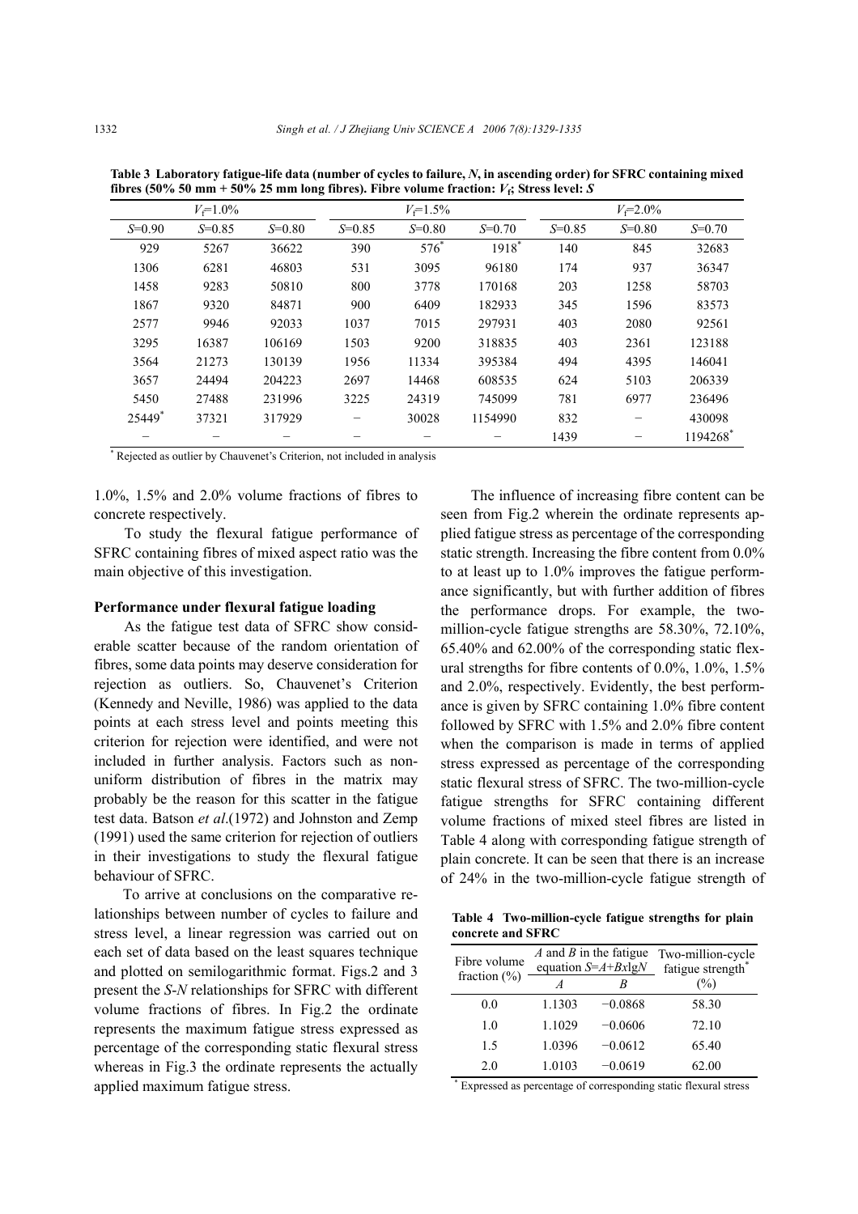**Table 3 Laboratory fatigue-life data (number of cycles to failure, $N$, in ascending order) for SFRC containing mixed fibres (50% 50 mm + 50% 25 mm long fibres). Fibre volume fraction: $V_f$; Stress level: $S$**

| $V_f$=1.0% | | | $V_f$=1.5% | | | $V_f$=2.0% | | |
|---|---|---|---|---|---|---|---|---|
| $S$=0.90 | $S$=0.85 | $S$=0.80 | $S$=0.85 | $S$=0.80 | $S$=0.70 | $S$=0.85 | $S$=0.80 | $S$=0.70 |
| 929 | 5267 | 36622 | 390 | 576* | 1918* | 140 | 845 | 32683 |
| 1306 | 6281 | 46803 | 531 | 3095 | 96180 | 174 | 937 | 36347 |
| 1458 | 9283 | 50810 | 800 | 3778 | 170168 | 203 | 1258 | 58703 |
| 1867 | 9320 | 84871 | 900 | 6409 | 182933 | 345 | 1596 | 83573 |
| 2577 | 9946 | 92033 | 1037 | 7015 | 297931 | 403 | 2080 | 92561 |
| 3295 | 16387 | 106169 | 1503 | 9200 | 318835 | 403 | 2361 | 123188 |
| 3564 | 21273 | 130139 | 1956 | 11334 | 395384 | 494 | 4395 | 146041 |
| 3657 | 24494 | 204223 | 2697 | 14468 | 608535 | 624 | 5103 | 206339 |
| 5450 | 27488 | 231996 | 3225 | 24319 | 745099 | 781 | 6977 | 236496 |
| 25449* | 37321 | 317929 | − | 30028 | 1154990 | 832 | − | 430098 |
| − | − | − | − | − | − | 1439 | − | 1194268* |

* Rejected as outlier by Chauvenet's Criterion, not included in analysis

1.0%, 1.5% and 2.0% volume fractions of fibres to concrete respectively.

To study the flexural fatigue performance of SFRC containing fibres of mixed aspect ratio was the main objective of this investigation.

## Performance under flexural fatigue loading

As the fatigue test data of SFRC show considerable scatter because of the random orientation of fibres, some data points may deserve consideration for rejection as outliers. So, Chauvenet's Criterion (Kennedy and Neville, 1986) was applied to the data points at each stress level and points meeting this criterion for rejection were identified, and were not included in further analysis. Factors such as non-uniform distribution of fibres in the matrix may probably be the reason for this scatter in the fatigue test data. Batson *et al*.(1972) and Johnston and Zemp (1991) used the same criterion for rejection of outliers in their investigations to study the flexural fatigue behaviour of SFRC.

To arrive at conclusions on the comparative relationships between number of cycles to failure and stress level, a linear regression was carried out on each set of data based on the least squares technique and plotted on semilogarithmic format. Figs.2 and 3 present the $S$-$N$ relationships for SFRC with different volume fractions of fibres. In Fig.2 the ordinate represents the maximum fatigue stress expressed as percentage of the corresponding static flexural stress whereas in Fig.3 the ordinate represents the actually applied maximum fatigue stress.

The influence of increasing fibre content can be seen from Fig.2 wherein the ordinate represents applied fatigue stress as percentage of the corresponding static strength. Increasing the fibre content from 0.0% to at least up to 1.0% improves the fatigue performance significantly, but with further addition of fibres the performance drops. For example, the two-million-cycle fatigue strengths are 58.30%, 72.10%, 65.40% and 62.00% of the corresponding static flexural strengths for fibre contents of 0.0%, 1.0%, 1.5% and 2.0%, respectively. Evidently, the best performance is given by SFRC containing 1.0% fibre content followed by SFRC with 1.5% and 2.0% fibre content when the comparison is made in terms of applied stress expressed as percentage of the corresponding static flexural stress of SFRC. The two-million-cycle fatigue strengths for SFRC containing different volume fractions of mixed steel fibres are listed in Table 4 along with corresponding fatigue strength of plain concrete. It can be seen that there is an increase of 24% in the two-million-cycle fatigue strength of

**Table 4 Two-million-cycle fatigue strengths for plain concrete and SFRC**

| Fibre volume fraction (%) | $A$ and $B$ in the fatigue equation $S=A+B\times\lg N$ | | Two-million-cycle fatigue strength* (%) |
|---|---|---|---|
| | $A$ | $B$ | |
| 0.0 | 1.1303 | −0.0868 | 58.30 |
| 1.0 | 1.1029 | −0.0606 | 72.10 |
| 1.5 | 1.0396 | −0.0612 | 65.40 |
| 2.0 | 1.0103 | −0.0619 | 62.00 |

* Expressed as percentage of corresponding static flexural stress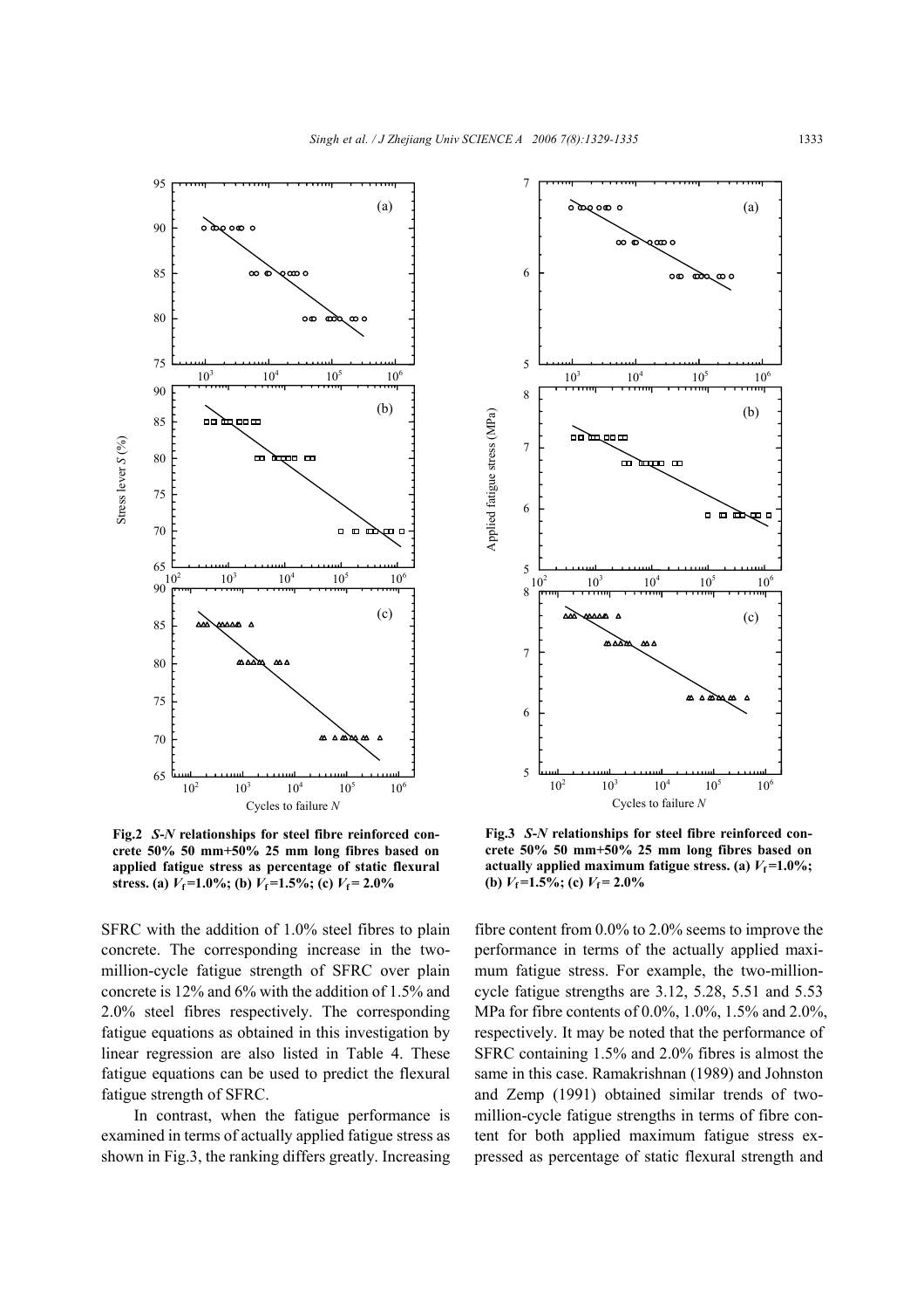Fig.2 *S-N* relationships for steel fibre reinforced concrete 50% 50 mm+50% 25 mm long fibres based on applied fatigue stress as percentage of static flexural stress. (a) $V_f$=1.0%; (b) $V_f$=1.5%; (c) $V_f$= 2.0%

Fig.3 *S-N* relationships for steel fibre reinforced concrete 50% 50 mm+50% 25 mm long fibres based on actually applied maximum fatigue stress. (a) $V_f$=1.0%; (b) $V_f$=1.5%; (c) $V_f$= 2.0%

SFRC with the addition of 1.0% steel fibres to plain concrete. The corresponding increase in the two-million-cycle fatigue strength of SFRC over plain concrete is 12% and 6% with the addition of 1.5% and 2.0% steel fibres respectively. The corresponding fatigue equations as obtained in this investigation by linear regression are also listed in Table 4. These fatigue equations can be used to predict the flexural fatigue strength of SFRC.

In contrast, when the fatigue performance is examined in terms of actually applied fatigue stress as shown in Fig.3, the ranking differs greatly. Increasing fibre content from 0.0% to 2.0% seems to improve the performance in terms of the actually applied maximum fatigue stress. For example, the two-million-cycle fatigue strengths are 3.12, 5.28, 5.51 and 5.53 MPa for fibre contents of 0.0%, 1.0%, 1.5% and 2.0%, respectively. It may be noted that the performance of SFRC containing 1.5% and 2.0% fibres is almost the same in this case. Ramakrishnan (1989) and Johnston and Zemp (1991) obtained similar trends of two-million-cycle fatigue strengths in terms of fibre content for both applied maximum fatigue stress expressed as percentage of static flexural strength and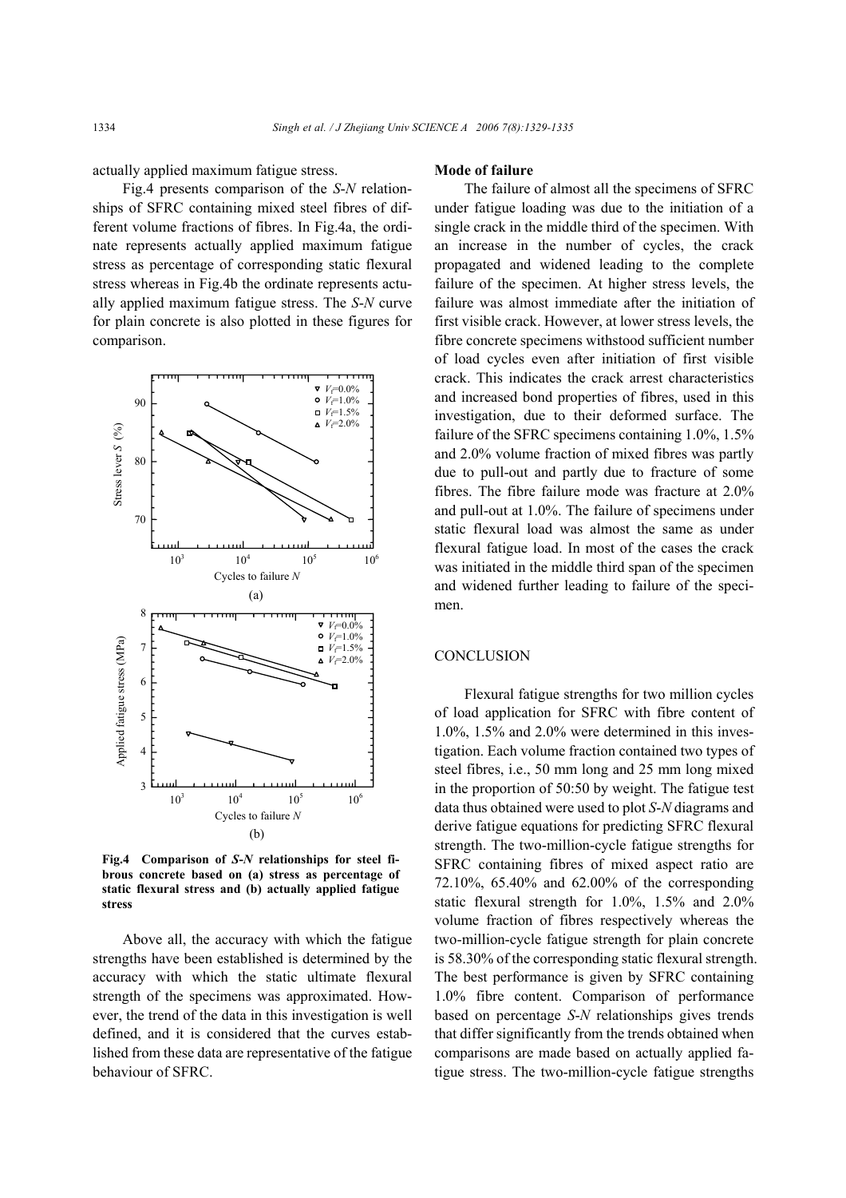actually applied maximum fatigue stress.

Fig.4 presents comparison of the *S*-*N* relationships of SFRC containing mixed steel fibres of different volume fractions of fibres. In Fig.4a, the ordinate represents actually applied maximum fatigue stress as percentage of corresponding static flexural stress whereas in Fig.4b the ordinate represents actually applied maximum fatigue stress. The *S*-*N* curve for plain concrete is also plotted in these figures for comparison.

**Fig.4 Comparison of *S*-*N* relationships for steel fibrous concrete based on (a) stress as percentage of static flexural stress and (b) actually applied fatigue stress**

Above all, the accuracy with which the fatigue strengths have been established is determined by the accuracy with which the static ultimate flexural strength of the specimens was approximated. However, the trend of the data in this investigation is well defined, and it is considered that the curves established from these data are representative of the fatigue behaviour of SFRC.

**Mode of failure**

The failure of almost all the specimens of SFRC under fatigue loading was due to the initiation of a single crack in the middle third of the specimen. With an increase in the number of cycles, the crack propagated and widened leading to the complete failure of the specimen. At higher stress levels, the failure was almost immediate after the initiation of first visible crack. However, at lower stress levels, the fibre concrete specimens withstood sufficient number of load cycles even after initiation of first visible crack. This indicates the crack arrest characteristics and increased bond properties of fibres, used in this investigation, due to their deformed surface. The failure of the SFRC specimens containing 1.0%, 1.5% and 2.0% volume fraction of mixed fibres was partly due to pull-out and partly due to fracture of some fibres. The fibre failure mode was fracture at 2.0% and pull-out at 1.0%. The failure of specimens under static flexural load was almost the same as under flexural fatigue load. In most of the cases the crack was initiated in the middle third span of the specimen and widened further leading to failure of the specimen.

## CONCLUSION

Flexural fatigue strengths for two million cycles of load application for SFRC with fibre content of 1.0%, 1.5% and 2.0% were determined in this investigation. Each volume fraction contained two types of steel fibres, i.e., 50 mm long and 25 mm long mixed in the proportion of 50:50 by weight. The fatigue test data thus obtained were used to plot *S*-*N* diagrams and derive fatigue equations for predicting SFRC flexural strength. The two-million-cycle fatigue strengths for SFRC containing fibres of mixed aspect ratio are 72.10%, 65.40% and 62.00% of the corresponding static flexural strength for 1.0%, 1.5% and 2.0% volume fraction of fibres respectively whereas the two-million-cycle fatigue strength for plain concrete is 58.30% of the corresponding static flexural strength. The best performance is given by SFRC containing 1.0% fibre content. Comparison of performance based on percentage *S*-*N* relationships gives trends that differ significantly from the trends obtained when comparisons are made based on actually applied fatigue stress. The two-million-cycle fatigue strengths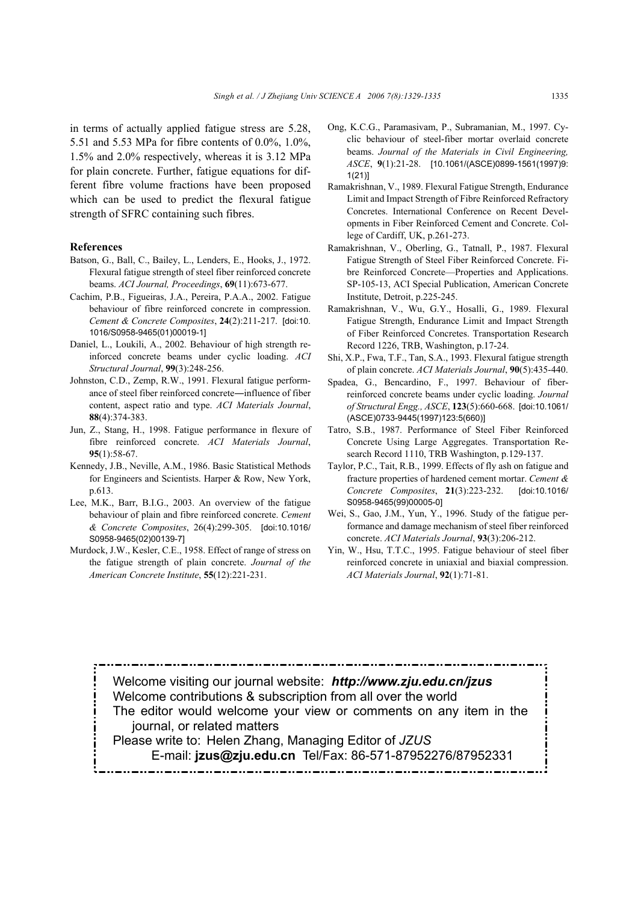in terms of actually applied fatigue stress are 5.28, 5.51 and 5.53 MPa for fibre contents of 0.0%, 1.0%, 1.5% and 2.0% respectively, whereas it is 3.12 MPa for plain concrete. Further, fatigue equations for different fibre volume fractions have been proposed which can be used to predict the flexural fatigue strength of SFRC containing such fibres.

## References

Batson, G., Ball, C., Bailey, L., Lenders, E., Hooks, J., 1972. Flexural fatigue strength of steel fiber reinforced concrete beams. *ACI Journal, Proceedings*, **69**(11):673-677.

Cachim, P.B., Figueiras, J.A., Pereira, P.A.A., 2002. Fatigue behaviour of fibre reinforced concrete in compression. *Cement & Concrete Composites*, **24**(2):211-217. [doi:10.1016/S0958-9465(01)00019-1]

Daniel, L., Loukili, A., 2002. Behaviour of high strength reinforced concrete beams under cyclic loading. *ACI Structural Journal*, **99**(3):248-256.

Johnston, C.D., Zemp, R.W., 1991. Flexural fatigue performance of steel fiber reinforced concrete—influence of fiber content, aspect ratio and type. *ACI Materials Journal*, **88**(4):374-383.

Jun, Z., Stang, H., 1998. Fatigue performance in flexure of fibre reinforced concrete. *ACI Materials Journal*, **95**(1):58-67.

Kennedy, J.B., Neville, A.M., 1986. Basic Statistical Methods for Engineers and Scientists. Harper & Row, New York, p.613.

Lee, M.K., Barr, B.I.G., 2003. An overview of the fatigue behaviour of plain and fibre reinforced concrete. *Cement & Concrete Composites*, 26(4):299-305. [doi:10.1016/S0958-9465(02)00139-7]

Murdock, J.W., Kesler, C.E., 1958. Effect of range of stress on the fatigue strength of plain concrete. *Journal of the American Concrete Institute*, **55**(12):221-231.

Ong, K.C.G., Paramasivam, P., Subramanian, M., 1997. Cyclic behaviour of steel-fiber mortar overlaid concrete beams. *Journal of the Materials in Civil Engineering, ASCE*, **9**(1):21-28. [10.1061/(ASCE)0899-1561(1997)9:1(21)]

Ramakrishnan, V., 1989. Flexural Fatigue Strength, Endurance Limit and Impact Strength of Fibre Reinforced Refractory Concretes. International Conference on Recent Developments in Fiber Reinforced Cement and Concrete. College of Cardiff, UK, p.261-273.

Ramakrishnan, V., Oberling, G., Tatnall, P., 1987. Flexural Fatigue Strength of Steel Fiber Reinforced Concrete. Fibre Reinforced Concrete—Properties and Applications. SP-105-13, ACI Special Publication, American Concrete Institute, Detroit, p.225-245.

Ramakrishnan, V., Wu, G.Y., Hosalli, G., 1989. Flexural Fatigue Strength, Endurance Limit and Impact Strength of Fiber Reinforced Concretes. Transportation Research Record 1226, TRB, Washington, p.17-24.

Shi, X.P., Fwa, T.F., Tan, S.A., 1993. Flexural fatigue strength of plain concrete. *ACI Materials Journal*, **90**(5):435-440.

Spadea, G., Bencardino, F., 1997. Behaviour of fiber-reinforced concrete beams under cyclic loading. *Journal of Structural Engg., ASCE*, **123**(5):660-668. [doi:10.1061/(ASCE)0733-9445(1997)123:5(660)]

Tatro, S.B., 1987. Performance of Steel Fiber Reinforced Concrete Using Large Aggregates. Transportation Research Record 1110, TRB Washington, p.129-137.

Taylor, P.C., Tait, R.B., 1999. Effects of fly ash on fatigue and fracture properties of hardened cement mortar. *Cement & Concrete Composites*, **21**(3):223-232. [doi:10.1016/S0958-9465(99)00005-0]

Wei, S., Gao, J.M., Yun, Y., 1996. Study of the fatigue performance and damage mechanism of steel fiber reinforced concrete. *ACI Materials Journal*, **93**(3):206-212.

Yin, W., Hsu, T.T.C., 1995. Fatigue behaviour of steel fiber reinforced concrete in uniaxial and biaxial compression. *ACI Materials Journal*, **92**(1):71-81.

Welcome visiting our journal website: ***http://www.zju.edu.cn/jzus***
Welcome contributions & subscription from all over the world
The editor would welcome your view or comments on any item in the journal, or related matters
Please write to: Helen Zhang, Managing Editor of *JZUS*
E-mail: **jzus@zju.edu.cn** Tel/Fax: 86-571-87952276/87952331